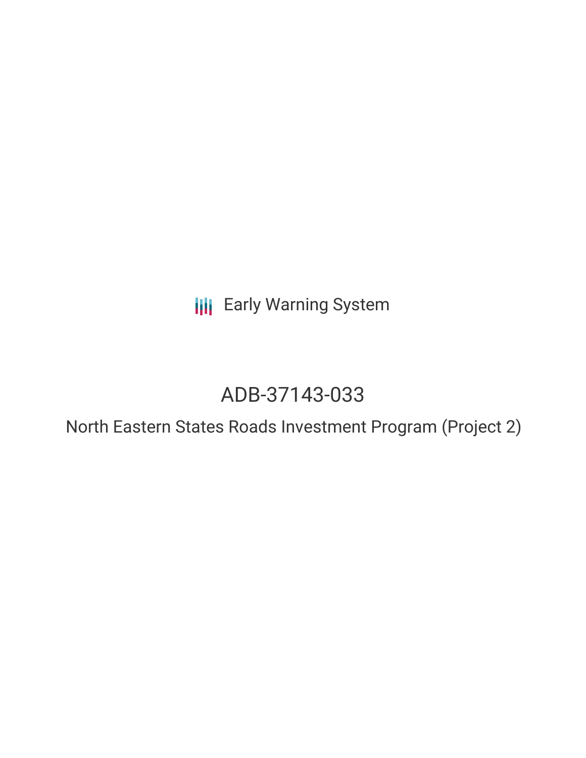Early Warning System

# ADB-37143-033

## North Eastern States Roads Investment Program (Project 2)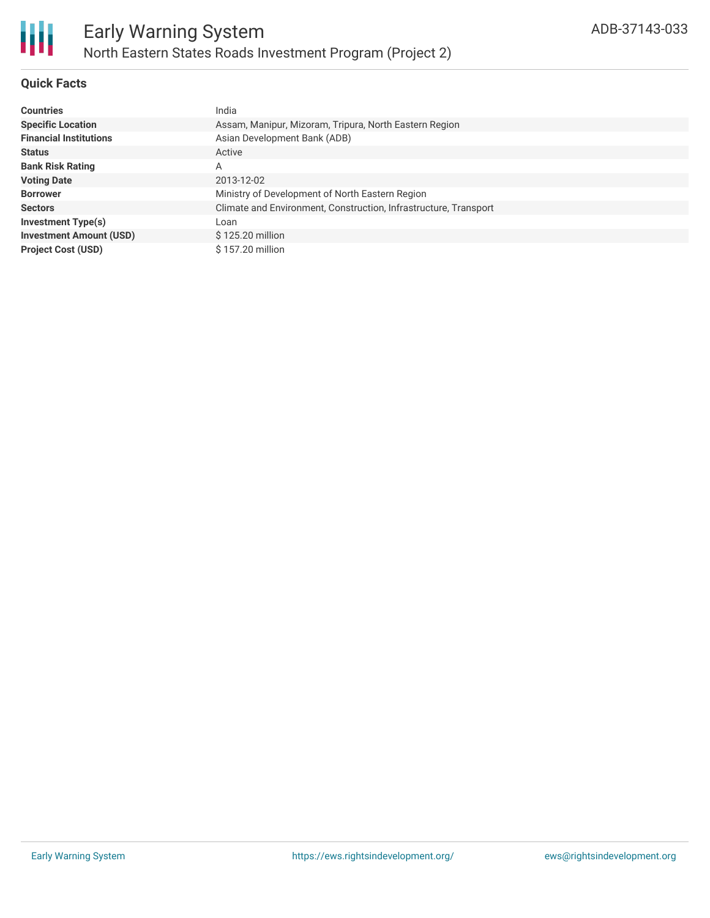# Early Warning System

## North Eastern States Roads Investment Program (Project 2)

ADB-37143-033

### Quick Facts

| | |
|---|---|
| **Countries** | India |
| **Specific Location** | Assam, Manipur, Mizoram, Tripura, North Eastern Region |
| **Financial Institutions** | Asian Development Bank (ADB) |
| **Status** | Active |
| **Bank Risk Rating** | A |
| **Voting Date** | 2013-12-02 |
| **Borrower** | Ministry of Development of North Eastern Region |
| **Sectors** | Climate and Environment, Construction, Infrastructure, Transport |
| **Investment Type(s)** | Loan |
| **Investment Amount (USD)** | $ 125.20 million |
| **Project Cost (USD)** | $ 157.20 million |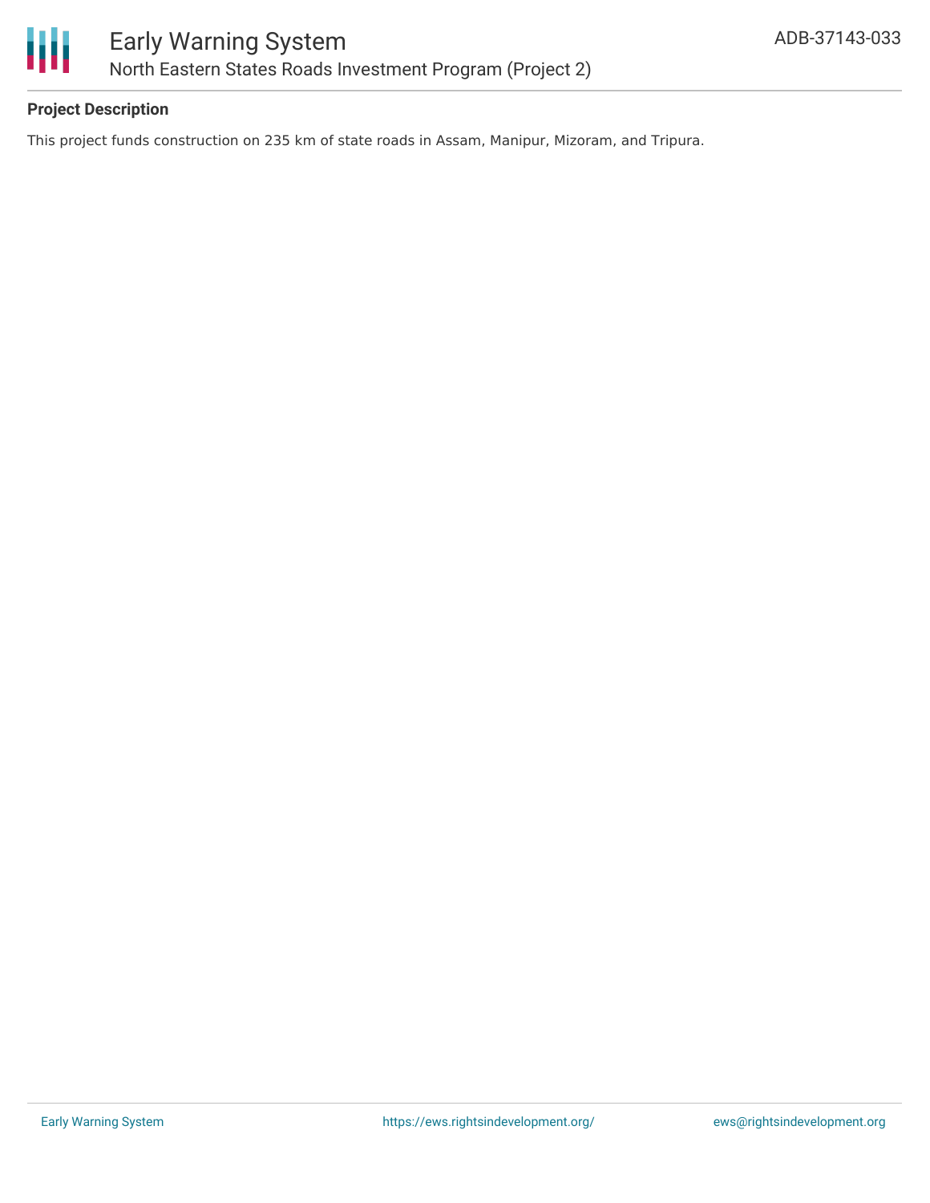**Project Description**

This project funds construction on 235 km of state roads in Assam, Manipur, Mizoram, and Tripura.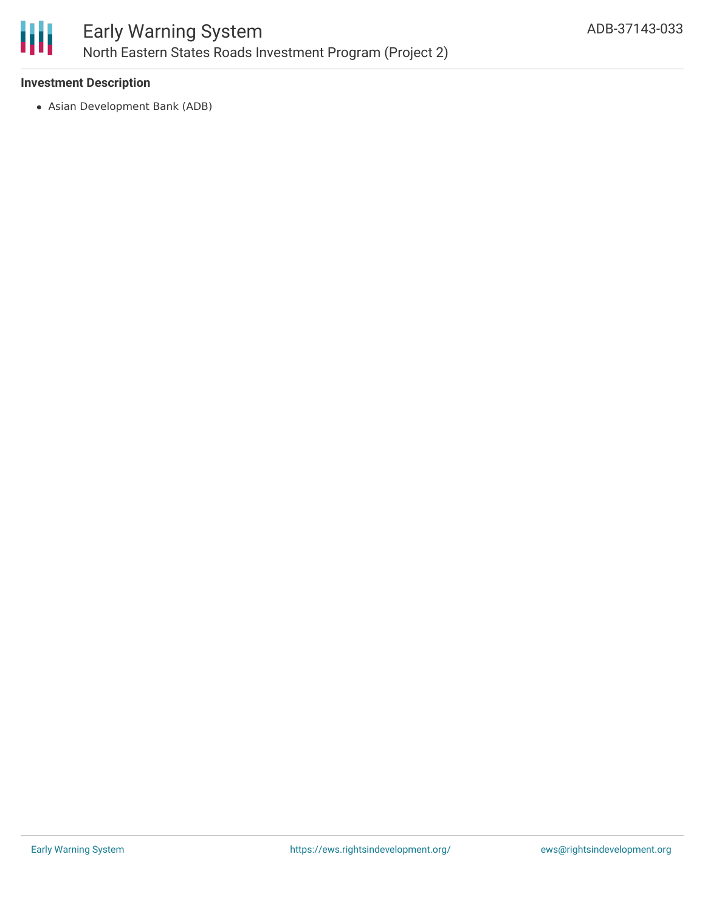**Investment Description**

- Asian Development Bank (ADB)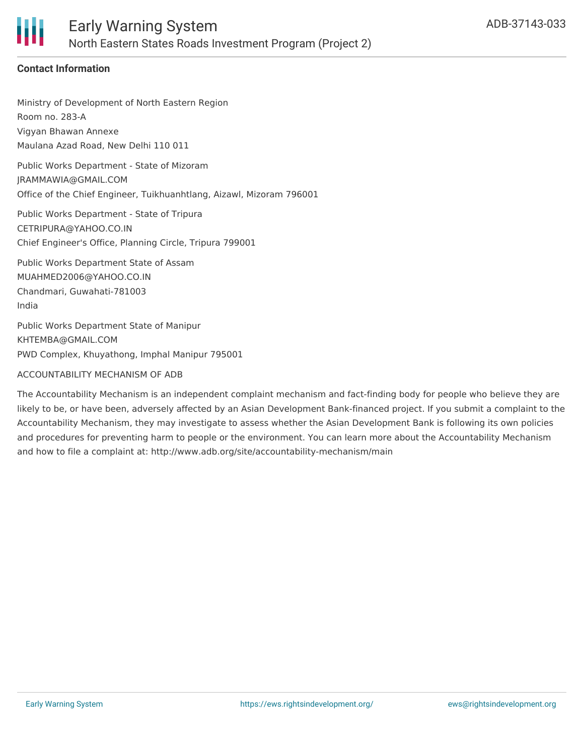**Contact Information**

Ministry of Development of North Eastern Region
Room no. 283-A
Vigyan Bhawan Annexe
Maulana Azad Road, New Delhi 110 011

Public Works Department - State of Mizoram
JRAMMAWIA@GMAIL.COM
Office of the Chief Engineer, Tuikhuanhtlang, Aizawl, Mizoram 796001

Public Works Department - State of Tripura
CETRIPURA@YAHOO.CO.IN
Chief Engineer's Office, Planning Circle, Tripura 799001

Public Works Department State of Assam
MUAHMED2006@YAHOO.CO.IN
Chandmari, Guwahati-781003
India

Public Works Department State of Manipur
KHTEMBA@GMAIL.COM
PWD Complex, Khuyathong, Imphal Manipur 795001

ACCOUNTABILITY MECHANISM OF ADB

The Accountability Mechanism is an independent complaint mechanism and fact-finding body for people who believe they are likely to be, or have been, adversely affected by an Asian Development Bank-financed project. If you submit a complaint to the Accountability Mechanism, they may investigate to assess whether the Asian Development Bank is following its own policies and procedures for preventing harm to people or the environment. You can learn more about the Accountability Mechanism and how to file a complaint at: http://www.adb.org/site/accountability-mechanism/main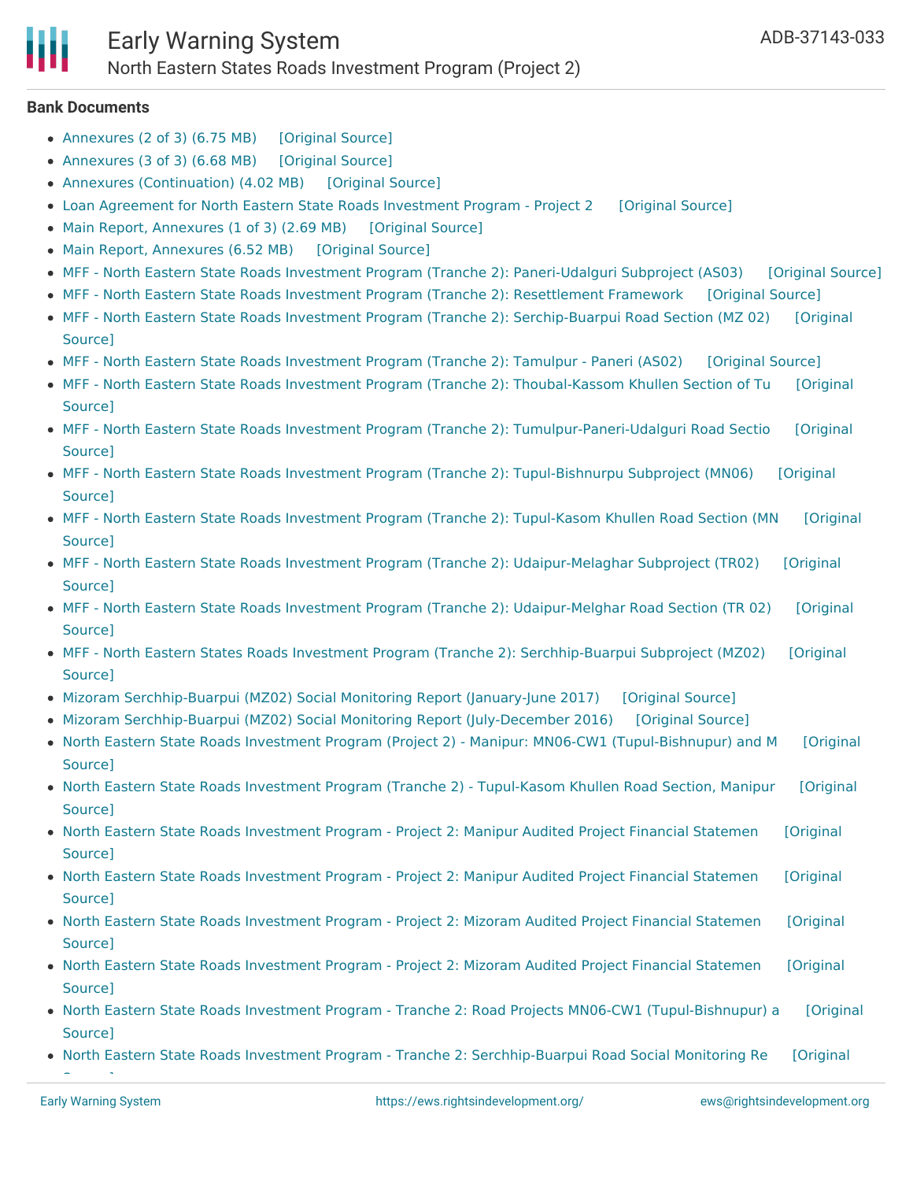## Bank Documents

- Annexures (2 of 3) (6.75 MB) [Original Source]
- Annexures (3 of 3) (6.68 MB) [Original Source]
- Annexures (Continuation) (4.02 MB) [Original Source]
- Loan Agreement for North Eastern State Roads Investment Program - Project 2 [Original Source]
- Main Report, Annexures (1 of 3) (2.69 MB) [Original Source]
- Main Report, Annexures (6.52 MB) [Original Source]
- MFF - North Eastern State Roads Investment Program (Tranche 2): Paneri-Udalguri Subproject (AS03) [Original Source]
- MFF - North Eastern State Roads Investment Program (Tranche 2): Resettlement Framework [Original Source]
- MFF - North Eastern State Roads Investment Program (Tranche 2): Serchip-Buarpui Road Section (MZ 02) [Original Source]
- MFF - North Eastern State Roads Investment Program (Tranche 2): Tamulpur - Paneri (AS02) [Original Source]
- MFF - North Eastern State Roads Investment Program (Tranche 2): Thoubal-Kassom Khullen Section of Tu [Original Source]
- MFF - North Eastern State Roads Investment Program (Tranche 2): Tumulpur-Paneri-Udalguri Road Sectio [Original Source]
- MFF - North Eastern State Roads Investment Program (Tranche 2): Tupul-Bishnurpu Subproject (MN06) [Original Source]
- MFF - North Eastern State Roads Investment Program (Tranche 2): Tupul-Kasom Khullen Road Section (MN [Original Source]
- MFF - North Eastern State Roads Investment Program (Tranche 2): Udaipur-Melaghar Subproject (TR02) [Original Source]
- MFF - North Eastern State Roads Investment Program (Tranche 2): Udaipur-Melghar Road Section (TR 02) [Original Source]
- MFF - North Eastern States Roads Investment Program (Tranche 2): Serchhip-Buarpui Subproject (MZ02) [Original Source]
- Mizoram Serchhip-Buarpui (MZ02) Social Monitoring Report (January-June 2017) [Original Source]
- Mizoram Serchhip-Buarpui (MZ02) Social Monitoring Report (July-December 2016) [Original Source]
- North Eastern State Roads Investment Program (Project 2) - Manipur: MN06-CW1 (Tupul-Bishnupur) and M [Original Source]
- North Eastern State Roads Investment Program (Tranche 2) - Tupul-Kasom Khullen Road Section, Manipur [Original Source]
- North Eastern State Roads Investment Program - Project 2: Manipur Audited Project Financial Statemen [Original Source]
- North Eastern State Roads Investment Program - Project 2: Manipur Audited Project Financial Statemen [Original Source]
- North Eastern State Roads Investment Program - Project 2: Mizoram Audited Project Financial Statemen [Original Source]
- North Eastern State Roads Investment Program - Project 2: Mizoram Audited Project Financial Statemen [Original Source]
- North Eastern State Roads Investment Program - Tranche 2: Road Projects MN06-CW1 (Tupul-Bishnupur) a [Original Source]
- North Eastern State Roads Investment Program - Tranche 2: Serchhip-Buarpui Road Social Monitoring Re [Original Source]